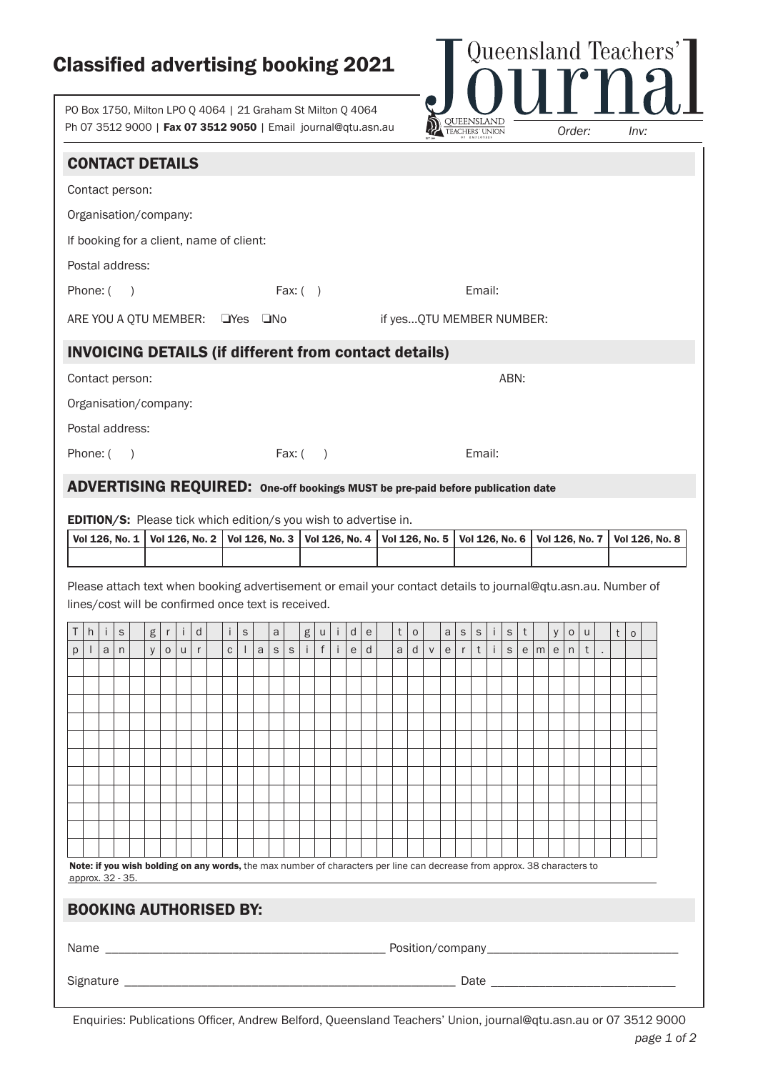# Classified advertising booking 2021

Queensland Teachers' Journal

PO Box 1750, Milton LPO Q 4064 | 21 Graham St Milton Q 4064
Ph 07 3512 9000 | **Fax 07 3512 9050** | Email journal@qtu.asn.au

*Order:* *Inv:*

## CONTACT DETAILS

Contact person:

Organisation/company:

If booking for a client, name of client:

Postal address:

Phone: ( ) Fax: ( ) Email:

ARE YOU A QTU MEMBER: ❑Yes ❑No if yes...QTU MEMBER NUMBER:

## INVOICING DETAILS (if different from contact details)

Contact person: ABN:

Organisation/company:

Postal address:

Phone: ( ) Fax: ( ) Email:

## ADVERTISING REQUIRED: One-off bookings MUST be pre-paid before publication date

**EDITION/S:** Please tick which edition/s you wish to advertise in.

| Vol 126, No. 1 | Vol 126, No. 2 | Vol 126, No. 3 | Vol 126, No. 4 | Vol 126, No. 5 | Vol 126, No. 6 | Vol 126, No. 7 | Vol 126, No. 8 |
|---|---|---|---|---|---|---|---|
| | | | | | | | |

Please attach text when booking advertisement or email your contact details to journal@qtu.asn.au. Number of lines/cost will be confirmed once text is received.

This grid is a guide to assist you to
plan your classified advertisement.

**Note: if you wish bolding on any words,** the max number of characters per line can decrease from approx. 38 characters to approx. 32 - 35.

## BOOKING AUTHORISED BY:

Name ____________________ Position/company ____________________

Signature ____________________ Date ____________________

Enquiries: Publications Officer, Andrew Belford, Queensland Teachers' Union, journal@qtu.asn.au or 07 3512 9000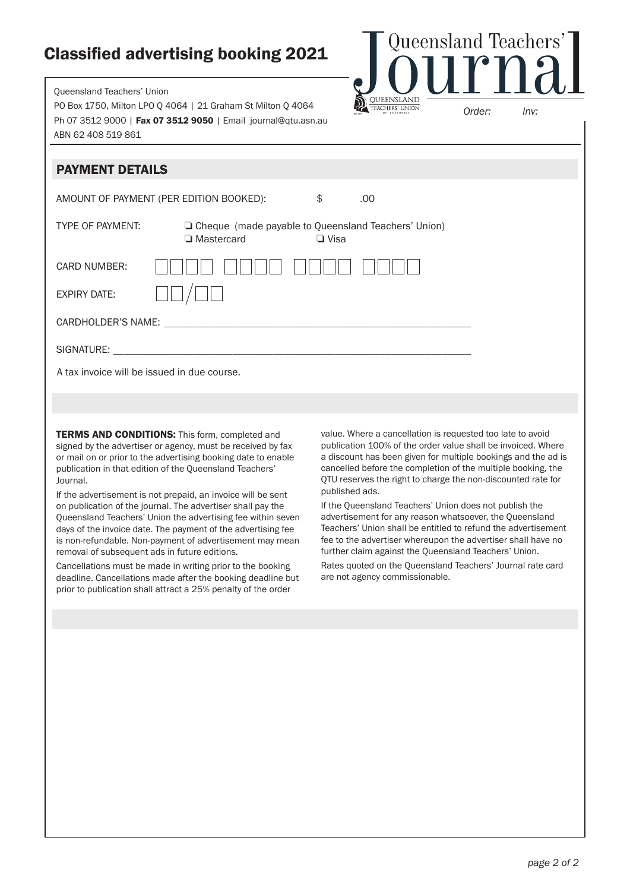# Classified advertising booking 2021

Queensland Teachers' Journal

Queensland Teachers' Union
PO Box 1750, Milton LPO Q 4064 | 21 Graham St Milton Q 4064
Ph 07 3512 9000 | **Fax 07 3512 9050** | Email journal@qtu.asn.au
ABN 62 408 519 861

*Order:* *Inv:*

## PAYMENT DETAILS

AMOUNT OF PAYMENT (PER EDITION BOOKED): $ .00

TYPE OF PAYMENT: ❏ Cheque (made payable to Queensland Teachers' Union) ❏ Mastercard ❏ Visa

CARD NUMBER: ☐☐☐☐ ☐☐☐☐ ☐☐☐☐ ☐☐☐☐

EXPIRY DATE: ☐☐/☐☐

CARDHOLDER'S NAME: ____________________________________________

SIGNATURE: ____________________________________________

A tax invoice will be issued in due course.

**TERMS AND CONDITIONS:** This form, completed and signed by the advertiser or agency, must be received by fax or mail on or prior to the advertising booking date to enable publication in that edition of the Queensland Teachers' Journal.

If the advertisement is not prepaid, an invoice will be sent on publication of the journal. The advertiser shall pay the Queensland Teachers' Union the advertising fee within seven days of the invoice date. The payment of the advertising fee is non-refundable. Non-payment of advertisement may mean removal of subsequent ads in future editions.

Cancellations must be made in writing prior to the booking deadline. Cancellations made after the booking deadline but prior to publication shall attract a 25% penalty of the order value. Where a cancellation is requested too late to avoid publication 100% of the order value shall be invoiced. Where a discount has been given for multiple bookings and the ad is cancelled before the completion of the multiple booking, the QTU reserves the right to charge the non-discounted rate for published ads.

If the Queensland Teachers' Union does not publish the advertisement for any reason whatsoever, the Queensland Teachers' Union shall be entitled to refund the advertisement fee to the advertiser whereupon the advertiser shall have no further claim against the Queensland Teachers' Union.

Rates quoted on the Queensland Teachers' Journal rate card are not agency commissionable.